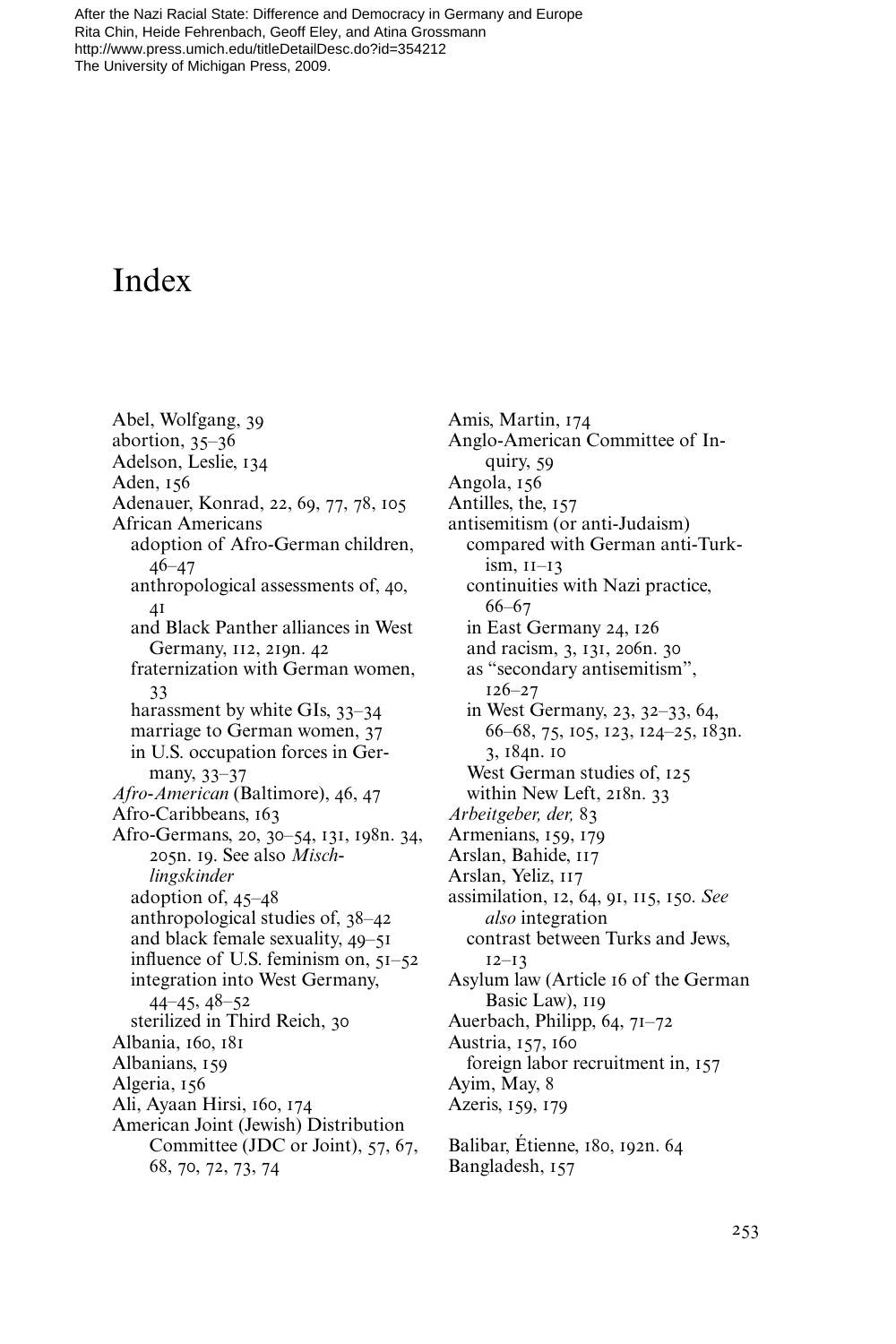After the Nazi Racial State: Difference and Democracy in Germany and Europe
Rita Chin, Heide Fehrenbach, Geoff Eley, and Atina Grossmann
http://www.press.umich.edu/titleDetailDesc.do?id=354212
The University of Michigan Press, 2009.

# Index

Abel, Wolfgang, 39
abortion, 35–36
Adelson, Leslie, 134
Aden, 156
Adenauer, Konrad, 22, 69, 77, 78, 105
African Americans
  adoption of Afro-German children, 46–47
  anthropological assessments of, 40, 41
  and Black Panther alliances in West Germany, 112, 219n. 42
  fraternization with German women, 33
  harassment by white GIs, 33–34
  marriage to German women, 37
  in U.S. occupation forces in Germany, 33–37
*Afro-American* (Baltimore), 46, 47
Afro-Caribbeans, 163
Afro-Germans, 20, 30–54, 131, 198n. 34, 205n. 19. See also *Mischlingskinder*
  adoption of, 45–48
  anthropological studies of, 38–42
  and black female sexuality, 49–51
  influence of U.S. feminism on, 51–52
  integration into West Germany, 44–45, 48–52
  sterilized in Third Reich, 30
Albania, 160, 181
Albanians, 159
Algeria, 156
Ali, Ayaan Hirsi, 160, 174
American Joint (Jewish) Distribution Committee (JDC or Joint), 57, 67, 68, 70, 72, 73, 74

Amis, Martin, 174
Anglo-American Committee of Inquiry, 59
Angola, 156
Antilles, the, 157
antisemitism (or anti-Judaism)
  compared with German anti-Turkism, 11–13
  continuities with Nazi practice, 66–67
  in East Germany 24, 126
  and racism, 3, 131, 206n. 30
  as "secondary antisemitism", 126–27
  in West Germany, 23, 32–33, 64, 66–68, 75, 105, 123, 124–25, 183n. 3, 184n. 10
  West German studies of, 125
  within New Left, 218n. 33
*Arbeitgeber, der,* 83
Armenians, 159, 179
Arslan, Bahide, 117
Arslan, Yeliz, 117
assimilation, 12, 64, 91, 115, 150. *See also* integration
  contrast between Turks and Jews, 12–13
Asylum law (Article 16 of the German Basic Law), 119
Auerbach, Philipp, 64, 71–72
Austria, 157, 160
  foreign labor recruitment in, 157
Ayim, May, 8
Azeris, 159, 179

Balibar, Étienne, 180, 192n. 64
Bangladesh, 157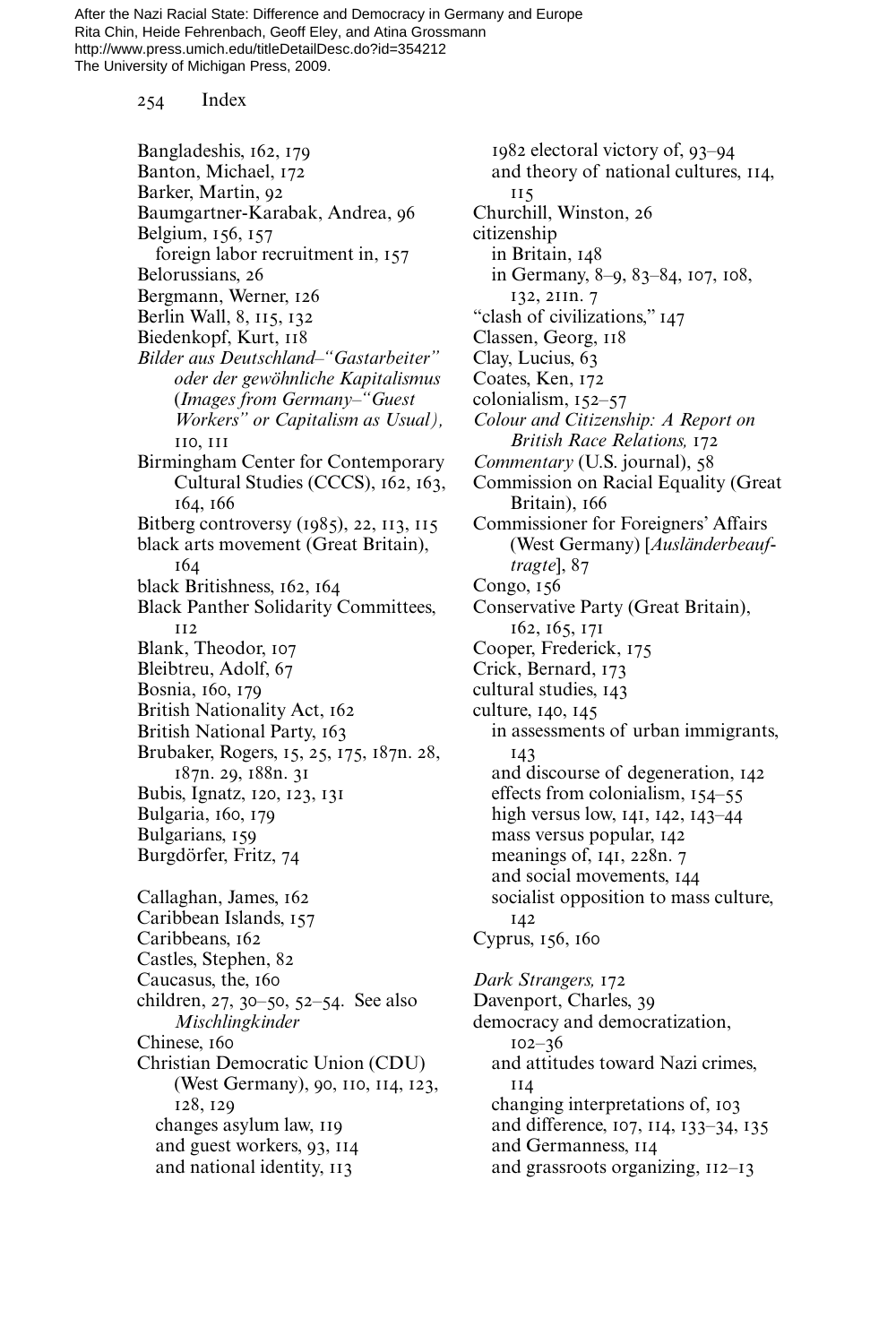Bangladeshis, 162, 179
Banton, Michael, 172
Barker, Martin, 92
Baumgartner-Karabak, Andrea, 96
Belgium, 156, 157
  foreign labor recruitment in, 157
Belorussians, 26
Bergmann, Werner, 126
Berlin Wall, 8, 115, 132
Biedenkopf, Kurt, 118
*Bilder aus Deutschland–"Gastarbeiter" oder der gewöhnliche Kapitalismus (Images from Germany–"Guest Workers" or Capitalism as Usual),* 110, 111
Birmingham Center for Contemporary Cultural Studies (CCCS), 162, 163, 164, 166
Bitberg controversy (1985), 22, 113, 115
black arts movement (Great Britain), 164
black Britishness, 162, 164
Black Panther Solidarity Committees, 112
Blank, Theodor, 107
Bleibtreu, Adolf, 67
Bosnia, 160, 179
British Nationality Act, 162
British National Party, 163
Brubaker, Rogers, 15, 25, 175, 187n. 28, 187n. 29, 188n. 31
Bubis, Ignatz, 120, 123, 131
Bulgaria, 160, 179
Bulgarians, 159
Burgdörfer, Fritz, 74

Callaghan, James, 162
Caribbean Islands, 157
Caribbeans, 162
Castles, Stephen, 82
Caucasus, the, 160
children, 27, 30–50, 52–54. See also *Mischlingkinder*
Chinese, 160
Christian Democratic Union (CDU) (West Germany), 90, 110, 114, 123, 128, 129
  changes asylum law, 119
  and guest workers, 93, 114
  and national identity, 113
  1982 electoral victory of, 93–94
  and theory of national cultures, 114, 115
Churchill, Winston, 26
citizenship
  in Britain, 148
  in Germany, 8–9, 83–84, 107, 108, 132, 211n. 7
"clash of civilizations," 147
Classen, Georg, 118
Clay, Lucius, 63
Coates, Ken, 172
colonialism, 152–57
*Colour and Citizenship: A Report on British Race Relations,* 172
*Commentary* (U.S. journal), 58
Commission on Racial Equality (Great Britain), 166
Commissioner for Foreigners' Affairs (West Germany) [*Ausländerbeauftragte*], 87
Congo, 156
Conservative Party (Great Britain), 162, 165, 171
Cooper, Frederick, 175
Crick, Bernard, 173
cultural studies, 143
culture, 140, 145
  in assessments of urban immigrants, 143
  and discourse of degeneration, 142
  effects from colonialism, 154–55
  high versus low, 141, 142, 143–44
  mass versus popular, 142
  meanings of, 141, 228n. 7
  and social movements, 144
  socialist opposition to mass culture, 142
Cyprus, 156, 160

*Dark Strangers,* 172
Davenport, Charles, 39
democracy and democratization, 102–36
  and attitudes toward Nazi crimes, 114
  changing interpretations of, 103
  and difference, 107, 114, 133–34, 135
  and Germanness, 114
  and grassroots organizing, 112–13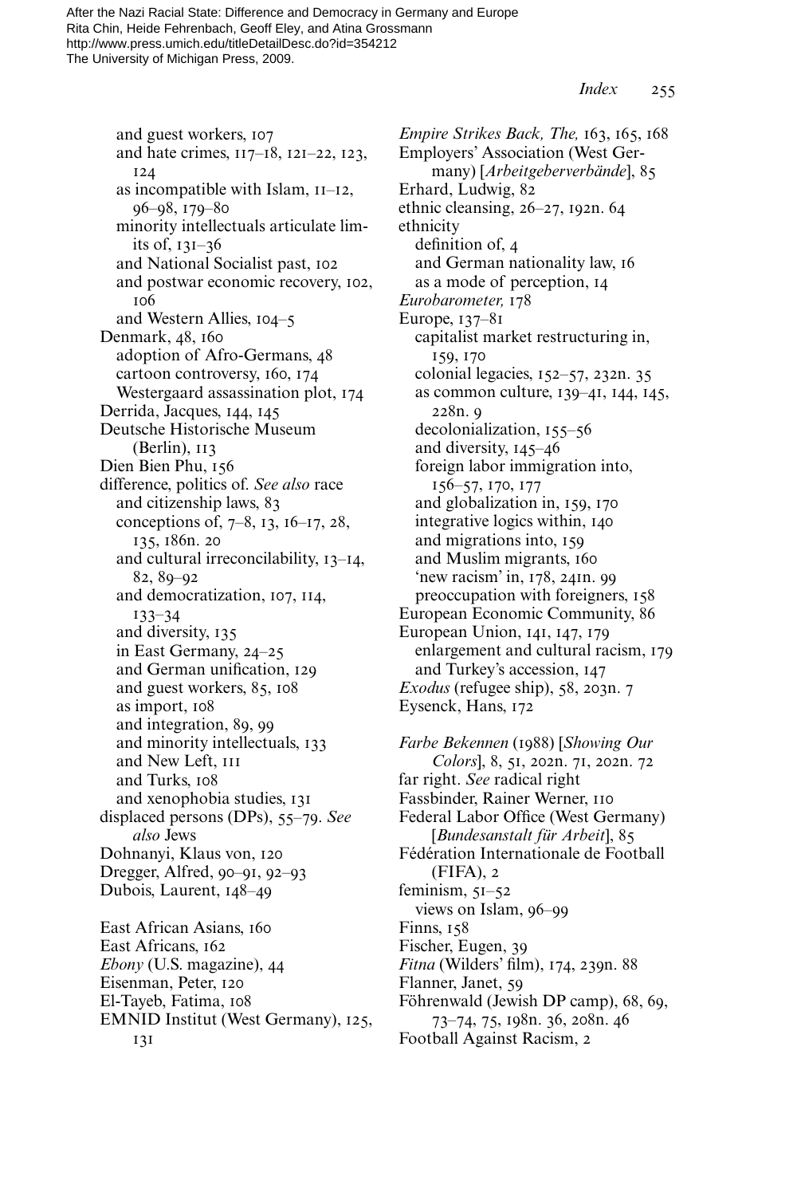and guest workers, 107
and hate crimes, 117–18, 121–22, 123, 124
as incompatible with Islam, 11–12, 96–98, 179–80
minority intellectuals articulate limits of, 131–36
and National Socialist past, 102
and postwar economic recovery, 102, 106
and Western Allies, 104–5

Denmark, 48, 160
adoption of Afro-Germans, 48
cartoon controversy, 160, 174
Westergaard assassination plot, 174

Derrida, Jacques, 144, 145

Deutsche Historische Museum (Berlin), 113

Dien Bien Phu, 156

difference, politics of. *See also* race
and citizenship laws, 83
conceptions of, 7–8, 13, 16–17, 28, 135, 186n. 20
and cultural irreconcilability, 13–14, 82, 89–92
and democratization, 107, 114, 133–34
and diversity, 135
in East Germany, 24–25
and German unification, 129
and guest workers, 85, 108
as import, 108
and integration, 89, 99
and minority intellectuals, 133
and New Left, 111
and Turks, 108
and xenophobia studies, 131

displaced persons (DPs), 55–79. *See also* Jews

Dohnanyi, Klaus von, 120

Dregger, Alfred, 90–91, 92–93

Dubois, Laurent, 148–49

East African Asians, 160

East Africans, 162

*Ebony* (U.S. magazine), 44

Eisenman, Peter, 120

El-Tayeb, Fatima, 108

EMNID Institut (West Germany), 125, 131

*Empire Strikes Back, The,* 163, 165, 168

Employers' Association (West Germany) [*Arbeitgeberverbände*], 85

Erhard, Ludwig, 82

ethnic cleansing, 26–27, 192n. 64

ethnicity
definition of, 4
and German nationality law, 16
as a mode of perception, 14

*Eurobarometer,* 178

Europe, 137–81
capitalist market restructuring in, 159, 170
colonial legacies, 152–57, 232n. 35
as common culture, 139–41, 144, 145, 228n. 9
decolonialization, 155–56
and diversity, 145–46
foreign labor immigration into, 156–57, 170, 177
and globalization in, 159, 170
integrative logics within, 140
and migrations into, 159
and Muslim migrants, 160
'new racism' in, 178, 241n. 99
preoccupation with foreigners, 158

European Economic Community, 86

European Union, 141, 147, 179
enlargement and cultural racism, 179
and Turkey's accession, 147

*Exodus* (refugee ship), 58, 203n. 7

Eysenck, Hans, 172

*Farbe Bekennen* (1988) [*Showing Our Colors*], 8, 51, 202n. 71, 202n. 72

far right. *See* radical right

Fassbinder, Rainer Werner, 110

Federal Labor Office (West Germany) [*Bundesanstalt für Arbeit*], 85

Fédération Internationale de Football (FIFA), 2

feminism, 51–52
views on Islam, 96–99

Finns, 158

Fischer, Eugen, 39

*Fitna* (Wilders' film), 174, 239n. 88

Flanner, Janet, 59

Föhrenwald (Jewish DP camp), 68, 69, 73–74, 75, 198n. 36, 208n. 46

Football Against Racism, 2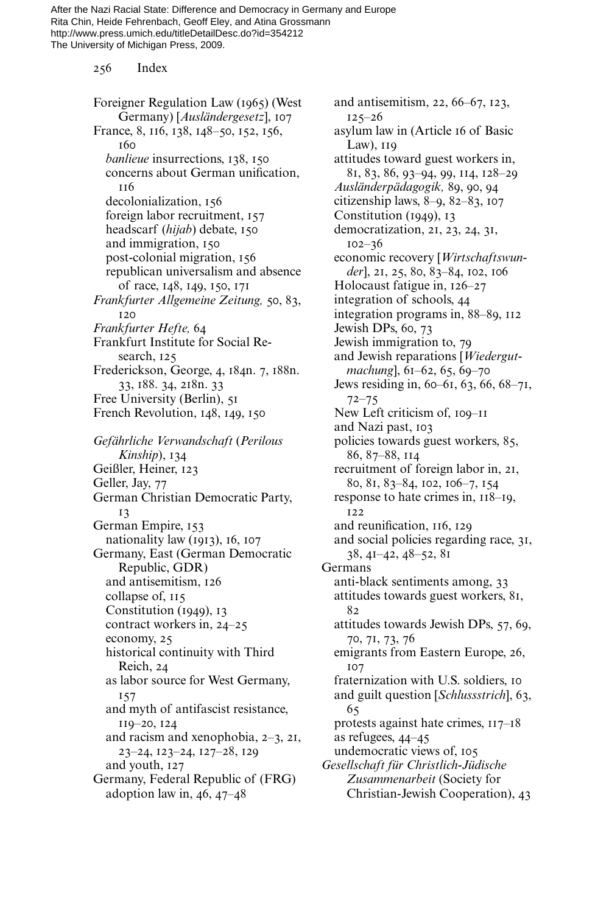Foreigner Regulation Law (1965) (West Germany) [*Ausländergesetz*], 107
France, 8, 116, 138, 148–50, 152, 156, 160
  *banlieue* insurrections, 138, 150
  concerns about German unification, 116
  decolonialization, 156
  foreign labor recruitment, 157
  headscarf (*hijab*) debate, 150
  and immigration, 150
  post-colonial migration, 156
  republican universalism and absence of race, 148, 149, 150, 171
*Frankfurter Allgemeine Zeitung,* 50, 83, 120
*Frankfurter Hefte,* 64
Frankfurt Institute for Social Research, 125
Frederickson, George, 4, 184n. 7, 188n. 33, 188. 34, 218n. 33
Free University (Berlin), 51
French Revolution, 148, 149, 150

*Gefährliche Verwandschaft* (*Perilous Kinship*), 134
Geißler, Heiner, 123
Geller, Jay, 77
German Christian Democratic Party, 13
German Empire, 153
  nationality law (1913), 16, 107
Germany, East (German Democratic Republic, GDR)
  and antisemitism, 126
  collapse of, 115
  Constitution (1949), 13
  contract workers in, 24–25
  economy, 25
  historical continuity with Third Reich, 24
  as labor source for West Germany, 157
  and myth of antifascist resistance, 119–20, 124
  and racism and xenophobia, 2–3, 21, 23–24, 123–24, 127–28, 129
  and youth, 127
Germany, Federal Republic of (FRG)
  adoption law in, 46, 47–48
  and antisemitism, 22, 66–67, 123, 125–26
  asylum law in (Article 16 of Basic Law), 119
  attitudes toward guest workers in, 81, 83, 86, 93–94, 99, 114, 128–29
  *Ausländerpädagogik,* 89, 90, 94
  citizenship laws, 8–9, 82–83, 107
  Constitution (1949), 13
  democratization, 21, 23, 24, 31, 102–36
  economic recovery [*Wirtschaftswunder*], 21, 25, 80, 83–84, 102, 106
  Holocaust fatigue in, 126–27
  integration of schools, 44
  integration programs in, 88–89, 112
  Jewish DPs, 60, 73
  Jewish immigration to, 79
  and Jewish reparations [*Wiedergutmachung*], 61–62, 65, 69–70
  Jews residing in, 60–61, 63, 66, 68–71, 72–75
  New Left criticism of, 109–11
  and Nazi past, 103
  policies towards guest workers, 85, 86, 87–88, 114
  recruitment of foreign labor in, 21, 80, 81, 83–84, 102, 106–7, 154
  response to hate crimes in, 118–19, 122
  and reunification, 116, 129
  and social policies regarding race, 31, 38, 41–42, 48–52, 81
Germans
  anti-black sentiments among, 33
  attitudes towards guest workers, 81, 82
  attitudes towards Jewish DPs, 57, 69, 70, 71, 73, 76
  emigrants from Eastern Europe, 26, 107
  fraternization with U.S. soldiers, 10
  and guilt question [*Schlussstrich*], 63, 65
  protests against hate crimes, 117–18
  as refugees, 44–45
  undemocratic views of, 105
*Gesellschaft für Christlich-Jüdische Zusammenarbeit* (Society for Christian-Jewish Cooperation), 43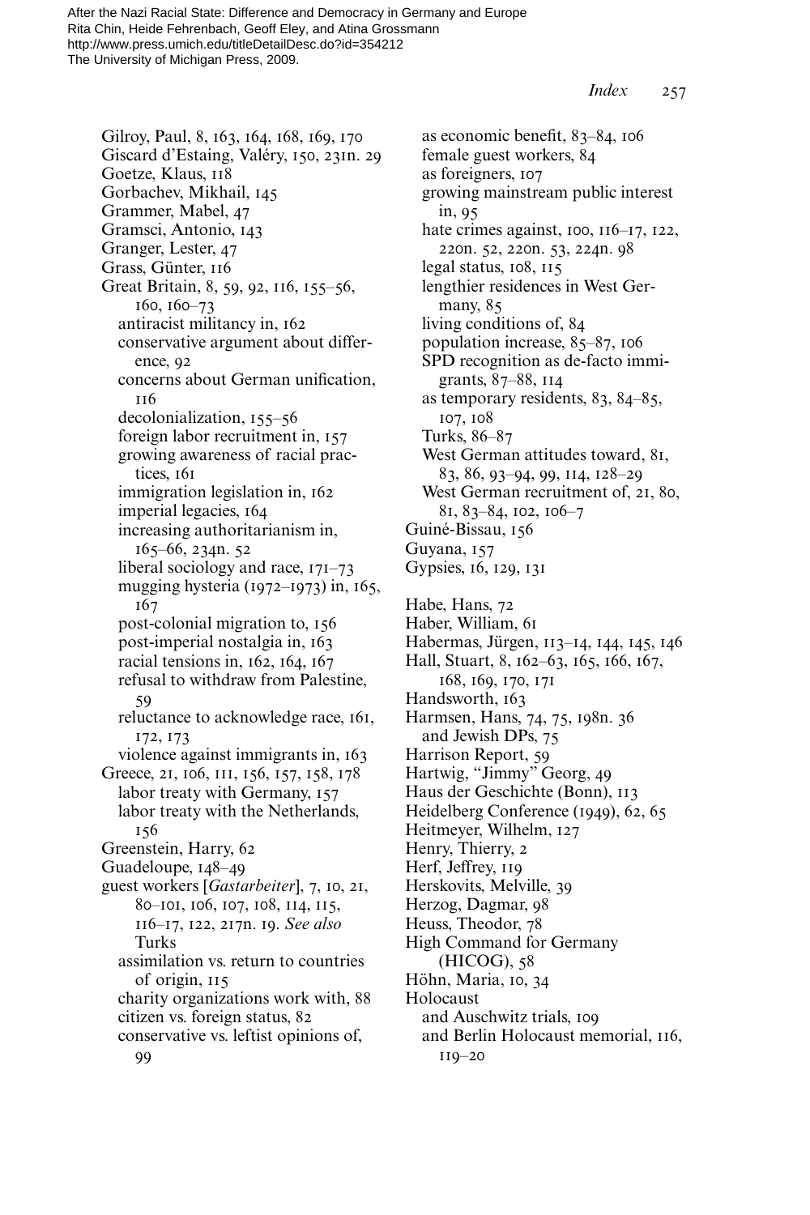Gilroy, Paul, 8, 163, 164, 168, 169, 170
Giscard d'Estaing, Valéry, 150, 231n. 29
Goetze, Klaus, 118
Gorbachev, Mikhail, 145
Grammer, Mabel, 47
Gramsci, Antonio, 143
Granger, Lester, 47
Grass, Günter, 116
Great Britain, 8, 59, 92, 116, 155–56, 160, 160–73
  antiracist militancy in, 162
  conservative argument about difference, 92
  concerns about German unification, 116
  decolonialization, 155–56
  foreign labor recruitment in, 157
  growing awareness of racial practices, 161
  immigration legislation in, 162
  imperial legacies, 164
  increasing authoritarianism in, 165–66, 234n. 52
  liberal sociology and race, 171–73
  mugging hysteria (1972–1973) in, 165, 167
  post-colonial migration to, 156
  post-imperial nostalgia in, 163
  racial tensions in, 162, 164, 167
  refusal to withdraw from Palestine, 59
  reluctance to acknowledge race, 161, 172, 173
  violence against immigrants in, 163
Greece, 21, 106, 111, 156, 157, 158, 178
  labor treaty with Germany, 157
  labor treaty with the Netherlands, 156
Greenstein, Harry, 62
Guadeloupe, 148–49
guest workers [*Gastarbeiter*], 7, 10, 21, 80–101, 106, 107, 108, 114, 115, 116–17, 122, 217n. 19. *See also* Turks
  assimilation vs. return to countries of origin, 115
  charity organizations work with, 88
  citizen vs. foreign status, 82
  conservative vs. leftist opinions of, 99
  as economic benefit, 83–84, 106
  female guest workers, 84
  as foreigners, 107
  growing mainstream public interest in, 95
  hate crimes against, 100, 116–17, 122, 220n. 52, 220n. 53, 224n. 98
  legal status, 108, 115
  lengthier residences in West Germany, 85
  living conditions of, 84
  population increase, 85–87, 106
  SPD recognition as de-facto immigrants, 87–88, 114
  as temporary residents, 83, 84–85, 107, 108
  Turks, 86–87
  West German attitudes toward, 81, 83, 86, 93–94, 99, 114, 128–29
  West German recruitment of, 21, 80, 81, 83–84, 102, 106–7
Guiné-Bissau, 156
Guyana, 157
Gypsies, 16, 129, 131

Habe, Hans, 72
Haber, William, 61
Habermas, Jürgen, 113–14, 144, 145, 146
Hall, Stuart, 8, 162–63, 165, 166, 167, 168, 169, 170, 171
Handsworth, 163
Harmsen, Hans, 74, 75, 198n. 36
  and Jewish DPs, 75
Harrison Report, 59
Hartwig, "Jimmy" Georg, 49
Haus der Geschichte (Bonn), 113
Heidelberg Conference (1949), 62, 65
Heitmeyer, Wilhelm, 127
Henry, Thierry, 2
Herf, Jeffrey, 119
Herskovits, Melville, 39
Herzog, Dagmar, 98
Heuss, Theodor, 78
High Command for Germany (HICOG), 58
Höhn, Maria, 10, 34
Holocaust
  and Auschwitz trials, 109
  and Berlin Holocaust memorial, 116, 119–20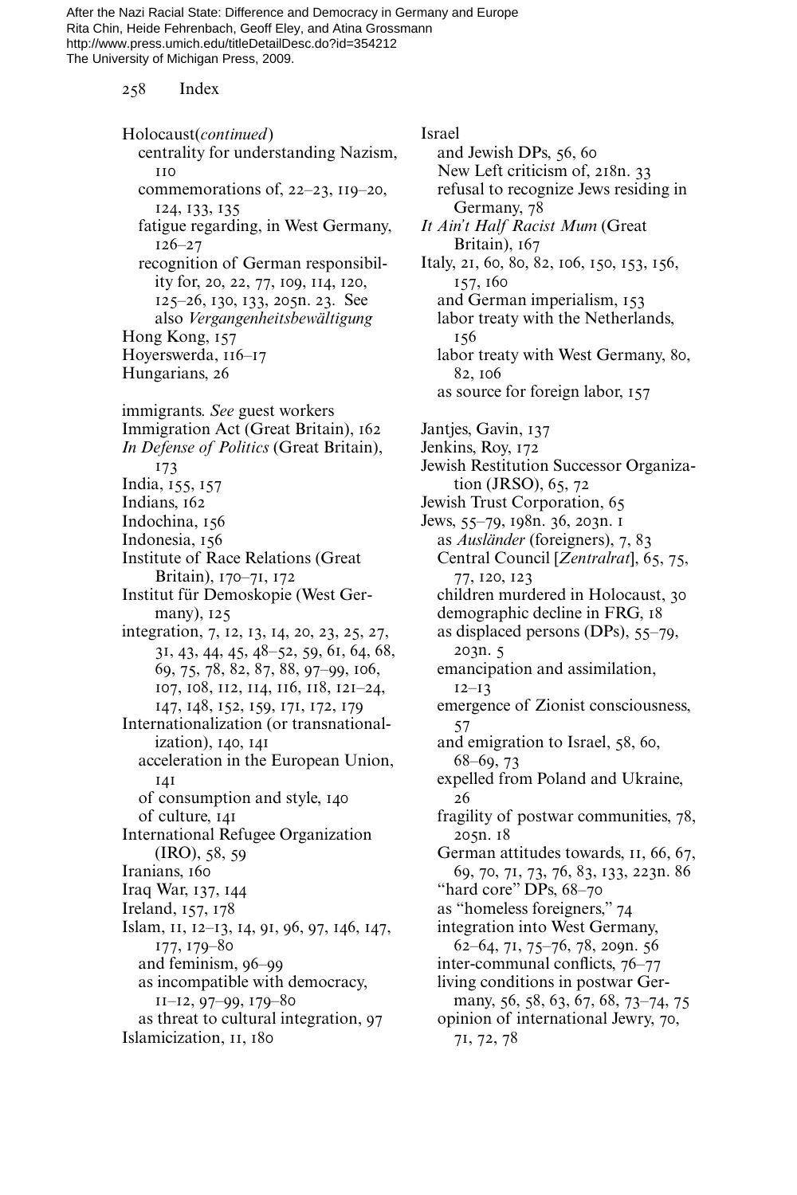Holocaust(*continued*)
centrality for understanding Nazism, 110
commemorations of, 22–23, 119–20, 124, 133, 135
fatigue regarding, in West Germany, 126–27
recognition of German responsibility for, 20, 22, 77, 109, 114, 120, 125–26, 130, 133, 205n. 23. See also *Vergangenheitsbewältigung*
Hong Kong, 157
Hoyerswerda, 116–17
Hungarians, 26

immigrants. *See* guest workers
Immigration Act (Great Britain), 162
*In Defense of Politics* (Great Britain), 173
India, 155, 157
Indians, 162
Indochina, 156
Indonesia, 156
Institute of Race Relations (Great Britain), 170–71, 172
Institut für Demoskopie (West Germany), 125
integration, 7, 12, 13, 14, 20, 23, 25, 27, 31, 43, 44, 45, 48–52, 59, 61, 64, 68, 69, 75, 78, 82, 87, 88, 97–99, 106, 107, 108, 112, 114, 116, 118, 121–24, 147, 148, 152, 159, 171, 172, 179
Internationalization (or transnationalization), 140, 141
acceleration in the European Union, 141
of consumption and style, 140
of culture, 141
International Refugee Organization (IRO), 58, 59
Iranians, 160
Iraq War, 137, 144
Ireland, 157, 178
Islam, 11, 12–13, 14, 91, 96, 97, 146, 147, 177, 179–80
and feminism, 96–99
as incompatible with democracy, 11–12, 97–99, 179–80
as threat to cultural integration, 97
Islamicization, 11, 180

Israel
and Jewish DPs, 56, 60
New Left criticism of, 218n. 33
refusal to recognize Jews residing in Germany, 78
*It Ain't Half Racist Mum* (Great Britain), 167
Italy, 21, 60, 80, 82, 106, 150, 153, 156, 157, 160
and German imperialism, 153
labor treaty with the Netherlands, 156
labor treaty with West Germany, 80, 82, 106
as source for foreign labor, 157

Jantjes, Gavin, 137
Jenkins, Roy, 172
Jewish Restitution Successor Organization (JRSO), 65, 72
Jewish Trust Corporation, 65
Jews, 55–79, 198n. 36, 203n. 1
as *Ausländer* (foreigners), 7, 83
Central Council [*Zentralrat*], 65, 75, 77, 120, 123
children murdered in Holocaust, 30
demographic decline in FRG, 18
as displaced persons (DPs), 55–79, 203n. 5
emancipation and assimilation, 12–13
emergence of Zionist consciousness, 57
and emigration to Israel, 58, 60, 68–69, 73
expelled from Poland and Ukraine, 26
fragility of postwar communities, 78, 205n. 18
German attitudes towards, 11, 66, 67, 69, 70, 71, 73, 76, 83, 133, 223n. 86
"hard core" DPs, 68–70
as "homeless foreigners," 74
integration into West Germany, 62–64, 71, 75–76, 78, 209n. 56
inter-communal conflicts, 76–77
living conditions in postwar Germany, 56, 58, 63, 67, 68, 73–74, 75
opinion of international Jewry, 70, 71, 72, 78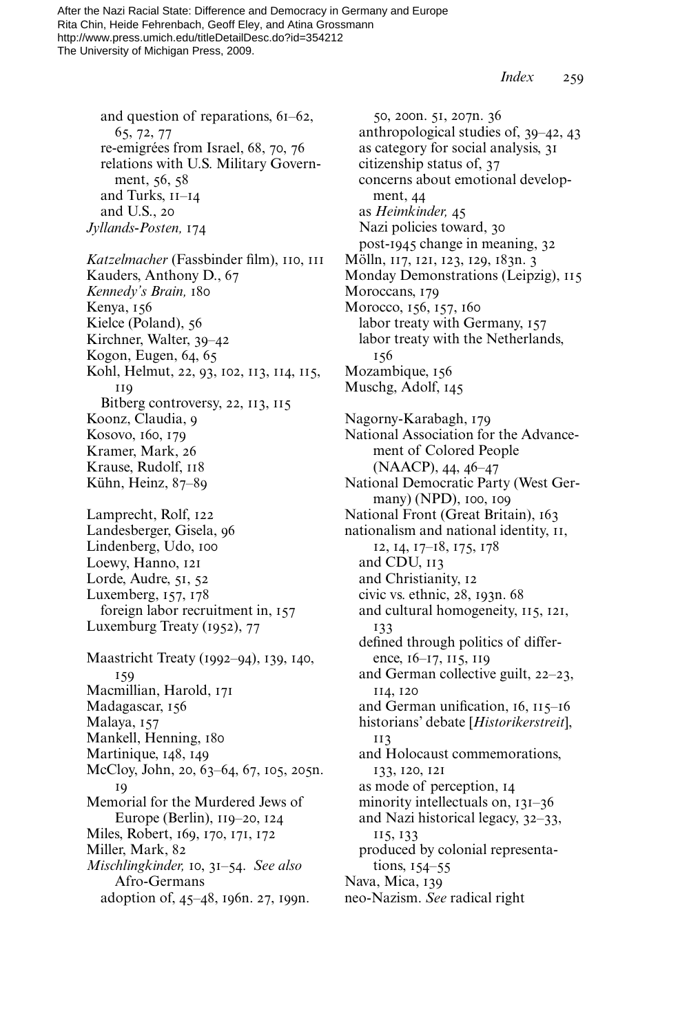and question of reparations, 61–62, 65, 72, 77
 re-emigrées from Israel, 68, 70, 76
 relations with U.S. Military Government, 56, 58
 and Turks, 11–14
 and U.S., 20
*Jyllands-Posten,* 174

*Katzelmacher* (Fassbinder film), 110, 111
Kauders, Anthony D., 67
*Kennedy's Brain,* 180
Kenya, 156
Kielce (Poland), 56
Kirchner, Walter, 39–42
Kogon, Eugen, 64, 65
Kohl, Helmut, 22, 93, 102, 113, 114, 115, 119
 Bitberg controversy, 22, 113, 115
Koonz, Claudia, 9
Kosovo, 160, 179
Kramer, Mark, 26
Krause, Rudolf, 118
Kühn, Heinz, 87–89

Lamprecht, Rolf, 122
Landesberger, Gisela, 96
Lindenberg, Udo, 100
Loewy, Hanno, 121
Lorde, Audre, 51, 52
Luxemberg, 157, 178
 foreign labor recruitment in, 157
Luxemburg Treaty (1952), 77

Maastricht Treaty (1992–94), 139, 140, 159
Macmillian, Harold, 171
Madagascar, 156
Malaya, 157
Mankell, Henning, 180
Martinique, 148, 149
McCloy, John, 20, 63–64, 67, 105, 205n. 19
Memorial for the Murdered Jews of Europe (Berlin), 119–20, 124
Miles, Robert, 169, 170, 171, 172
Miller, Mark, 82
*Mischlingkinder,* 10, 31–54. *See also* Afro-Germans
 adoption of, 45–48, 196n. 27, 199n. 50, 200n. 51, 207n. 36
 anthropological studies of, 39–42, 43
 as category for social analysis, 31
 citizenship status of, 37
 concerns about emotional development, 44
 as *Heimkinder,* 45
 Nazi policies toward, 30
 post-1945 change in meaning, 32
Mölln, 117, 121, 123, 129, 183n. 3
Monday Demonstrations (Leipzig), 115
Moroccans, 179
Morocco, 156, 157, 160
 labor treaty with Germany, 157
 labor treaty with the Netherlands, 156
Mozambique, 156
Muschg, Adolf, 145

Nagorny-Karabagh, 179
National Association for the Advancement of Colored People (NAACP), 44, 46–47
National Democratic Party (West Germany) (NPD), 100, 109
National Front (Great Britain), 163
nationalism and national identity, 11, 12, 14, 17–18, 175, 178
 and CDU, 113
 and Christianity, 12
 civic vs. ethnic, 28, 193n. 68
 and cultural homogeneity, 115, 121, 133
 defined through politics of difference, 16–17, 115, 119
 and German collective guilt, 22–23, 114, 120
 and German unification, 16, 115–16
 historians' debate [*Historikerstreit*], 113
 and Holocaust commemorations, 133, 120, 121
 as mode of perception, 14
 minority intellectuals on, 131–36
 and Nazi historical legacy, 32–33, 115, 133
 produced by colonial representations, 154–55
Nava, Mica, 139
neo-Nazism. *See* radical right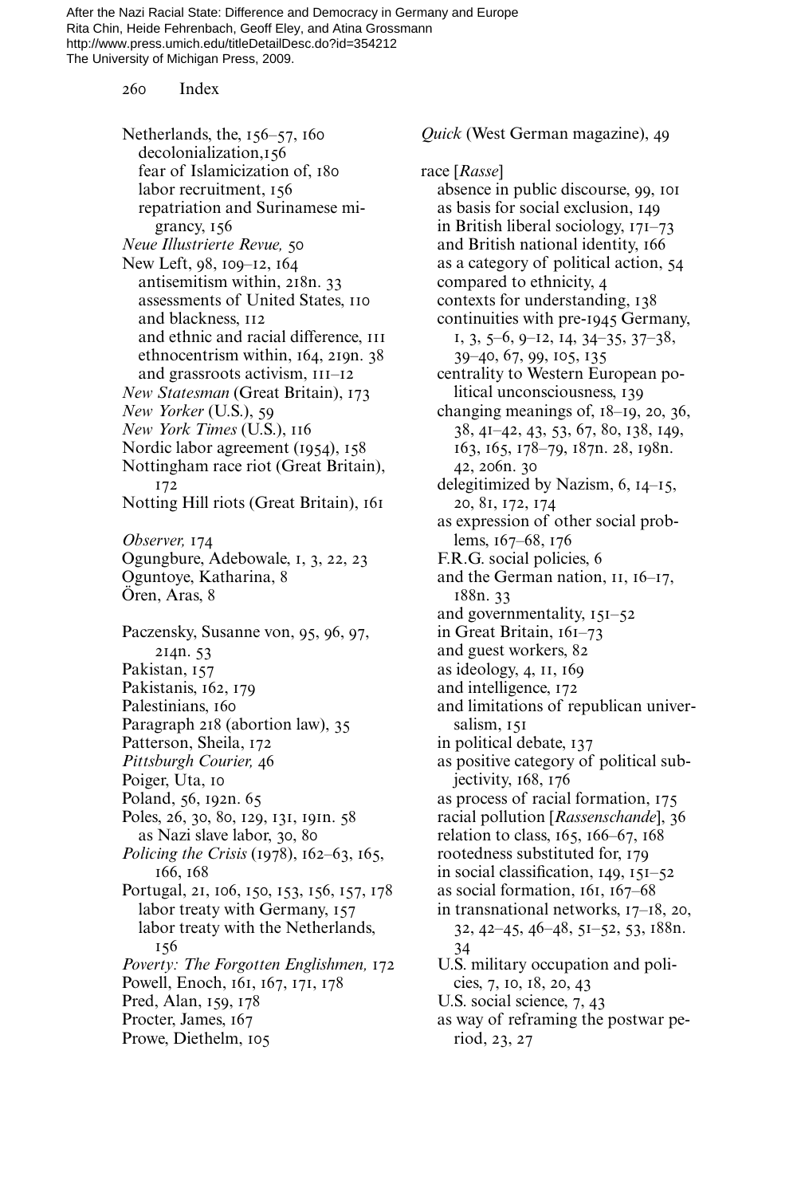Netherlands, the, 156–57, 160
  decolonialization,156
  fear of Islamicization of, 180
  labor recruitment, 156
  repatriation and Surinamese migrancy, 156
*Neue Illustrierte Revue,* 50
New Left, 98, 109–12, 164
  antisemitism within, 218n. 33
  assessments of United States, 110
  and blackness, 112
  and ethnic and racial difference, 111
  ethnocentrism within, 164, 219n. 38
  and grassroots activism, 111–12
*New Statesman* (Great Britain), 173
*New Yorker* (U.S.), 59
*New York Times* (U.S.), 116
Nordic labor agreement (1954), 158
Nottingham race riot (Great Britain), 172
Notting Hill riots (Great Britain), 161

*Observer,* 174
Ogungbure, Adebowale, 1, 3, 22, 23
Oguntoye, Katharina, 8
Ören, Aras, 8

Paczensky, Susanne von, 95, 96, 97, 214n. 53
Pakistan, 157
Pakistanis, 162, 179
Palestinians, 160
Paragraph 218 (abortion law), 35
Patterson, Sheila, 172
*Pittsburgh Courier,* 46
Poiger, Uta, 10
Poland, 56, 192n. 65
Poles, 26, 30, 80, 129, 131, 191n. 58
  as Nazi slave labor, 30, 80
*Policing the Crisis* (1978), 162–63, 165, 166, 168
Portugal, 21, 106, 150, 153, 156, 157, 178
  labor treaty with Germany, 157
  labor treaty with the Netherlands, 156
*Poverty: The Forgotten Englishmen,* 172
Powell, Enoch, 161, 167, 171, 178
Pred, Alan, 159, 178
Procter, James, 167
Prowe, Diethelm, 105

*Quick* (West German magazine), 49

race [*Rasse*]
  absence in public discourse, 99, 101
  as basis for social exclusion, 149
  in British liberal sociology, 171–73
  and British national identity, 166
  as a category of political action, 54
  compared to ethnicity, 4
  contexts for understanding, 138
  continuities with pre-1945 Germany, 1, 3, 5–6, 9–12, 14, 34–35, 37–38, 39–40, 67, 99, 105, 135
  centrality to Western European political unconsciousness, 139
  changing meanings of, 18–19, 20, 36, 38, 41–42, 43, 53, 67, 80, 138, 149, 163, 165, 178–79, 187n. 28, 198n. 42, 206n. 30
  delegitimized by Nazism, 6, 14–15, 20, 81, 172, 174
  as expression of other social problems, 167–68, 176
  F.R.G. social policies, 6
  and the German nation, 11, 16–17, 188n. 33
  and governmentality, 151–52
  in Great Britain, 161–73
  and guest workers, 82
  as ideology, 4, 11, 169
  and intelligence, 172
  and limitations of republican universalism, 151
  in political debate, 137
  as positive category of political subjectivity, 168, 176
  as process of racial formation, 175
  racial pollution [*Rassenschande*], 36
  relation to class, 165, 166–67, 168
  rootedness substituted for, 179
  in social classification, 149, 151–52
  as social formation, 161, 167–68
  in transnational networks, 17–18, 20, 32, 42–45, 46–48, 51–52, 53, 188n. 34
  U.S. military occupation and policies, 7, 10, 18, 20, 43
  U.S. social science, 7, 43
  as way of reframing the postwar period, 23, 27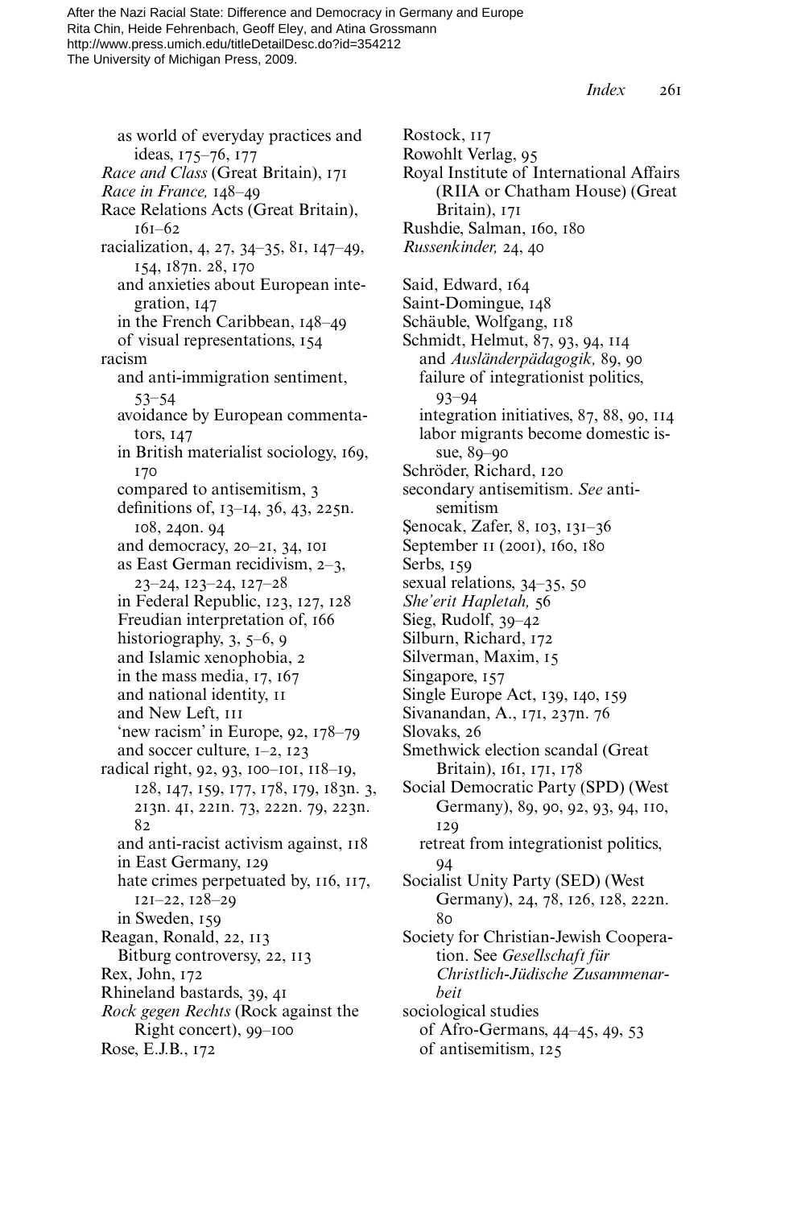as world of everyday practices and ideas, 175–76, 177
*Race and Class* (Great Britain), 171
*Race in France,* 148–49
Race Relations Acts (Great Britain), 161–62
racialization, 4, 27, 34–35, 81, 147–49, 154, 187n. 28, 170
  and anxieties about European integration, 147
  in the French Caribbean, 148–49
  of visual representations, 154
racism
  and anti-immigration sentiment, 53–54
  avoidance by European commentators, 147
  in British materialist sociology, 169, 170
  compared to antisemitism, 3
  definitions of, 13–14, 36, 43, 225n. 108, 240n. 94
  and democracy, 20–21, 34, 101
  as East German recidivism, 2–3, 23–24, 123–24, 127–28
  in Federal Republic, 123, 127, 128
  Freudian interpretation of, 166
  historiography, 3, 5–6, 9
  and Islamic xenophobia, 2
  in the mass media, 17, 167
  and national identity, 11
  and New Left, 111
  'new racism' in Europe, 92, 178–79
  and soccer culture, 1–2, 123
radical right, 92, 93, 100–101, 118–19, 128, 147, 159, 177, 178, 179, 183n. 3, 213n. 41, 221n. 73, 222n. 79, 223n. 82
  and anti-racist activism against, 118
  in East Germany, 129
  hate crimes perpetuated by, 116, 117, 121–22, 128–29
  in Sweden, 159
Reagan, Ronald, 22, 113
  Bitburg controversy, 22, 113
Rex, John, 172
Rhineland bastards, 39, 41
*Rock gegen Rechts* (Rock against the Right concert), 99–100
Rose, E.J.B., 172
Rostock, 117
Rowohlt Verlag, 95
Royal Institute of International Affairs (RIIA or Chatham House) (Great Britain), 171
Rushdie, Salman, 160, 180
*Russenkinder,* 24, 40

Said, Edward, 164
Saint-Domingue, 148
Schäuble, Wolfgang, 118
Schmidt, Helmut, 87, 93, 94, 114
  and *Ausländerpädagogik,* 89, 90
  failure of integrationist politics, 93–94
  integration initiatives, 87, 88, 90, 114
  labor migrants become domestic issue, 89–90
Schröder, Richard, 120
secondary antisemitism. *See* antisemitism
Şenocak, Zafer, 8, 103, 131–36
September 11 (2001), 160, 180
Serbs, 159
sexual relations, 34–35, 50
*She'erit Hapletah,* 56
Sieg, Rudolf, 39–42
Silburn, Richard, 172
Silverman, Maxim, 15
Singapore, 157
Single Europe Act, 139, 140, 159
Sivanandan, A., 171, 237n. 76
Slovaks, 26
Smethwick election scandal (Great Britain), 161, 171, 178
Social Democratic Party (SPD) (West Germany), 89, 90, 92, 93, 94, 110, 129
  retreat from integrationist politics, 94
Socialist Unity Party (SED) (West Germany), 24, 78, 126, 128, 222n. 80
Society for Christian-Jewish Cooperation. See *Gesellschaft für Christlich-Jüdische Zusammenarbeit*
sociological studies
  of Afro-Germans, 44–45, 49, 53
  of antisemitism, 125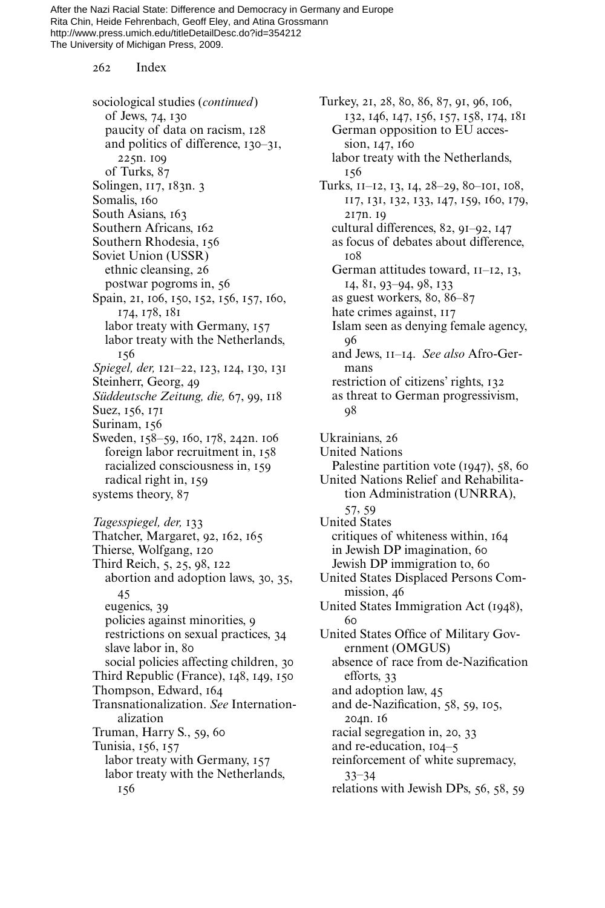sociological studies (*continued*)
- of Jews, 74, 130
- paucity of data on racism, 128
- and politics of difference, 130–31, 225n. 109
- of Turks, 87

Solingen, 117, 183n. 3
Somalis, 160
South Asians, 163
Southern Africans, 162
Southern Rhodesia, 156
Soviet Union (USSR)
- ethnic cleansing, 26
- postwar pogroms in, 56

Spain, 21, 106, 150, 152, 156, 157, 160, 174, 178, 181
- labor treaty with Germany, 157
- labor treaty with the Netherlands, 156

*Spiegel, der,* 121–22, 123, 124, 130, 131
Steinherr, Georg, 49
*Süddeutsche Zeitung, die,* 67, 99, 118
Suez, 156, 171
Surinam, 156
Sweden, 158–59, 160, 178, 242n. 106
- foreign labor recruitment in, 158
- racialized consciousness in, 159
- radical right in, 159

systems theory, 87

*Tagesspiegel, der,* 133
Thatcher, Margaret, 92, 162, 165
Thierse, Wolfgang, 120
Third Reich, 5, 25, 98, 122
- abortion and adoption laws, 30, 35, 45
- eugenics, 39
- policies against minorities, 9
- restrictions on sexual practices, 34
- slave labor in, 80
- social policies affecting children, 30

Third Republic (France), 148, 149, 150
Thompson, Edward, 164
Transnationalization. *See* Internationalization
Truman, Harry S., 59, 60
Tunisia, 156, 157
- labor treaty with Germany, 157
- labor treaty with the Netherlands, 156

Turkey, 21, 28, 80, 86, 87, 91, 96, 106, 132, 146, 147, 156, 157, 158, 174, 181
- German opposition to EU accession, 147, 160
- labor treaty with the Netherlands, 156

Turks, 11–12, 13, 14, 28–29, 80–101, 108, 117, 131, 132, 133, 147, 159, 160, 179, 217n. 19
- cultural differences, 82, 91–92, 147
- as focus of debates about difference, 108
- German attitudes toward, 11–12, 13, 14, 81, 93–94, 98, 133
- as guest workers, 80, 86–87
- hate crimes against, 117
- Islam seen as denying female agency, 96
- and Jews, 11–14. *See also* Afro-Germans
- restriction of citizens' rights, 132
- as threat to German progressivism, 98

Ukrainians, 26
United Nations
- Palestine partition vote (1947), 58, 60

United Nations Relief and Rehabilitation Administration (UNRRA), 57, 59
United States
- critiques of whiteness within, 164
- in Jewish DP imagination, 60
- Jewish DP immigration to, 60

United States Displaced Persons Commission, 46
United States Immigration Act (1948), 60
United States Office of Military Government (OMGUS)
- absence of race from de-Nazification efforts, 33
- and adoption law, 45
- and de-Nazification, 58, 59, 105, 204n. 16
- racial segregation in, 20, 33
- and re-education, 104–5
- reinforcement of white supremacy, 33–34
- relations with Jewish DPs, 56, 58, 59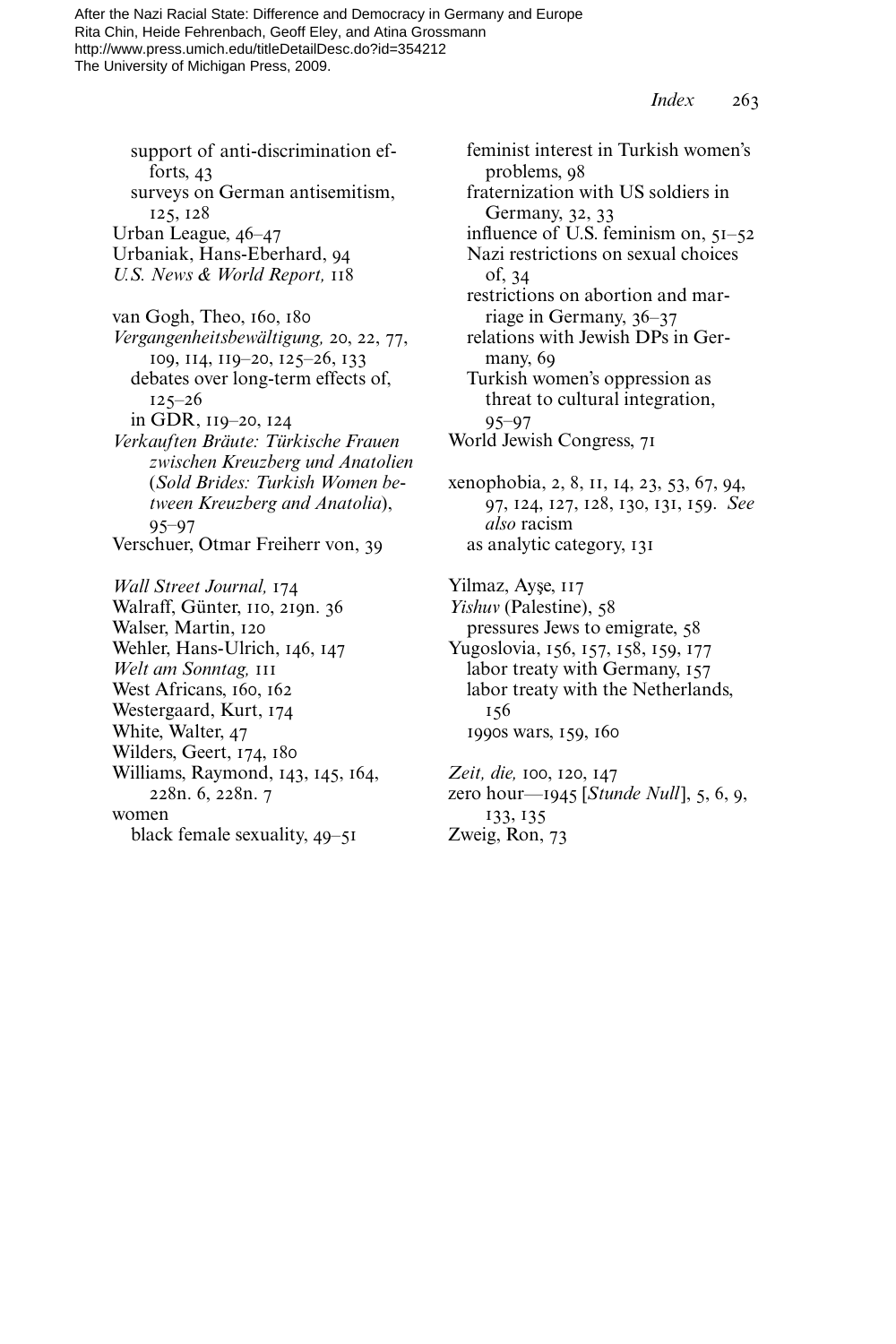support of anti-discrimination efforts, 43
  surveys on German antisemitism, 125, 128
Urban League, 46–47
Urbaniak, Hans-Eberhard, 94
*U.S. News & World Report,* 118

van Gogh, Theo, 160, 180
*Vergangenheitsbewältigung,* 20, 22, 77, 109, 114, 119–20, 125–26, 133
  debates over long-term effects of, 125–26
  in GDR, 119–20, 124
*Verkauften Bräute: Türkische Frauen zwischen Kreuzberg und Anatolien* (*Sold Brides: Turkish Women between Kreuzberg and Anatolia*), 95–97
Verschuer, Otmar Freiherr von, 39

*Wall Street Journal,* 174
Walraff, Günter, 110, 219n. 36
Walser, Martin, 120
Wehler, Hans-Ulrich, 146, 147
*Welt am Sonntag,* 111
West Africans, 160, 162
Westergaard, Kurt, 174
White, Walter, 47
Wilders, Geert, 174, 180
Williams, Raymond, 143, 145, 164, 228n. 6, 228n. 7
women
  black female sexuality, 49–51
  feminist interest in Turkish women's problems, 98
  fraternization with US soldiers in Germany, 32, 33
  influence of U.S. feminism on, 51–52
  Nazi restrictions on sexual choices of, 34
  restrictions on abortion and marriage in Germany, 36–37
  relations with Jewish DPs in Germany, 69
  Turkish women's oppression as threat to cultural integration, 95–97
World Jewish Congress, 71

xenophobia, 2, 8, 11, 14, 23, 53, 67, 94, 97, 124, 127, 128, 130, 131, 159. *See also* racism
  as analytic category, 131

Yilmaz, Ayşe, 117
*Yishuv* (Palestine), 58
  pressures Jews to emigrate, 58
Yugoslavia, 156, 157, 158, 159, 177
  labor treaty with Germany, 157
  labor treaty with the Netherlands, 156
  1990s wars, 159, 160

*Zeit, die,* 100, 120, 147
zero hour—1945 [*Stunde Null*], 5, 6, 9, 133, 135
Zweig, Ron, 73